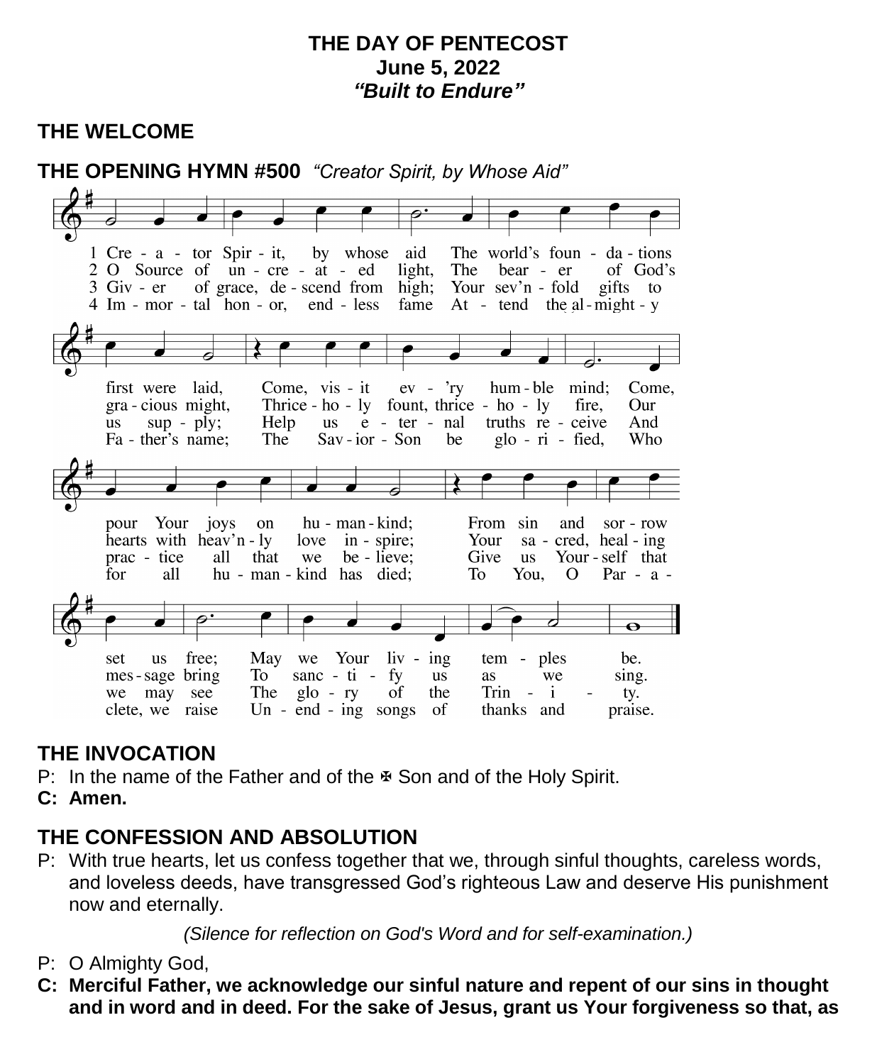**THE DAY OF PENTECOST**
**June 5, 2022**
***"Built to Endure"***

## THE WELCOME

## THE OPENING HYMN #500 *"Creator Spirit, by Whose Aid"*

1 Creator Spirit, by whose aid The world's foundations first were laid, Come, visit ev'ry humble mind; Come, pour Your joys on humankind; From sin and sorrow set us free; May we Your living temples be.

2 O Source of uncreated light, The bearer of God's gracious might, Thrice-holy fount, thrice-holy fire, Our hearts with heav'nly love inspire; Your sacred, healing message bring To sanctify us as we sing.

3 Giver of grace, descend from high; Your sev'nfold gifts to us supply; Help us eternal truths receive And practice all that we believe; Give us Yourself that we may see The glory of the Trinity.

4 Immortal honor, endless fame Attend the almighty Father's name; The Savior-Son be glorified, Who for all humankind has died; To You, O Paraclete, we raise Unending songs of thanks and praise.

## THE INVOCATION

P: In the name of the Father and of the ✠ Son and of the Holy Spirit.
**C: Amen.**

## THE CONFESSION AND ABSOLUTION

P: With true hearts, let us confess together that we, through sinful thoughts, careless words, and loveless deeds, have transgressed God's righteous Law and deserve His punishment now and eternally.

*(Silence for reflection on God's Word and for self-examination.)*

P: O Almighty God,
**C: Merciful Father, we acknowledge our sinful nature and repent of our sins in thought and in word and in deed. For the sake of Jesus, grant us Your forgiveness so that, as**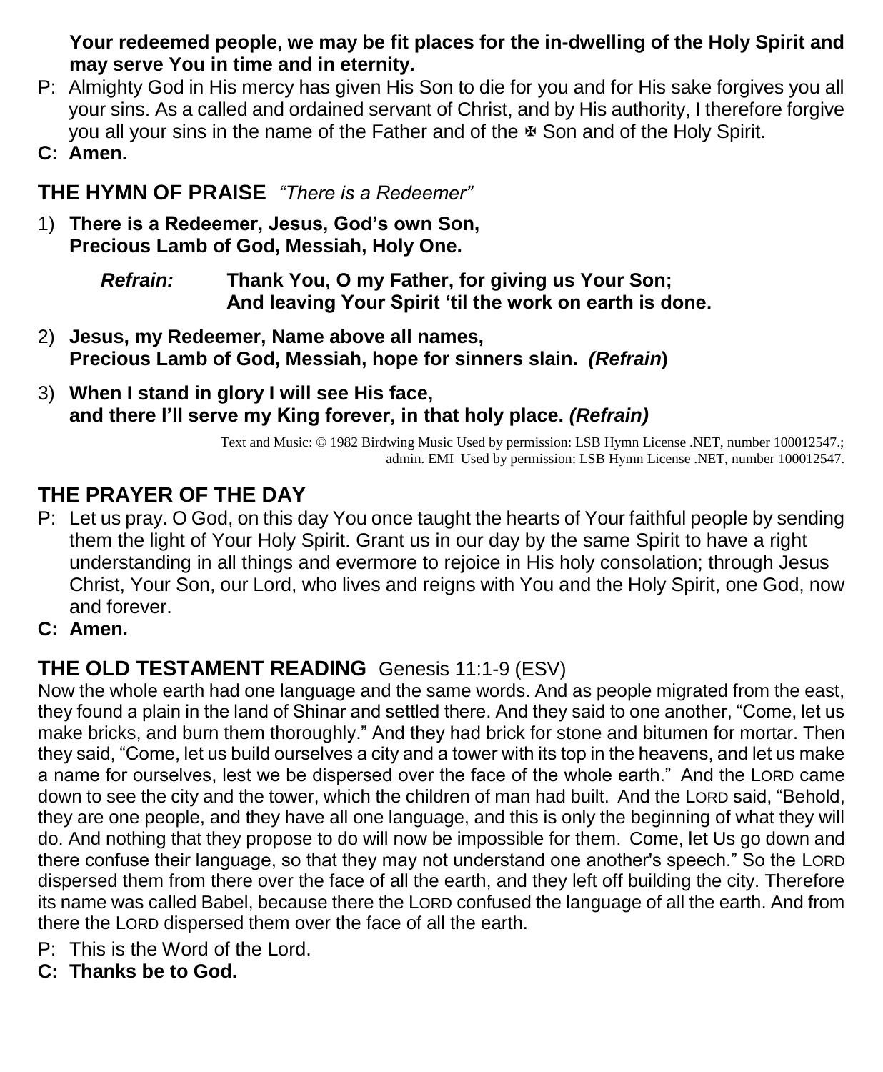**Your redeemed people, we may be fit places for the in-dwelling of the Holy Spirit and may serve You in time and in eternity.**

P: Almighty God in His mercy has given His Son to die for you and for His sake forgives you all your sins. As a called and ordained servant of Christ, and by His authority, I therefore forgive you all your sins in the name of the Father and of the ✠ Son and of the Holy Spirit.

**C: Amen.**

## THE HYMN OF PRAISE *"There is a Redeemer"*

1) **There is a Redeemer, Jesus, God's own Son,**
**Precious Lamb of God, Messiah, Holy One.**

***Refrain:*** **Thank You, O my Father, for giving us Your Son;**
**And leaving Your Spirit 'til the work on earth is done.**

2) **Jesus, my Redeemer, Name above all names,**
**Precious Lamb of God, Messiah, hope for sinners slain.** ***(Refrain)***

3) **When I stand in glory I will see His face,**
**and there I'll serve my King forever, in that holy place.** ***(Refrain)***

Text and Music: © 1982 Birdwing Music Used by permission: LSB Hymn License .NET, number 100012547.; admin. EMI Used by permission: LSB Hymn License .NET, number 100012547.

## THE PRAYER OF THE DAY

P: Let us pray. O God, on this day You once taught the hearts of Your faithful people by sending them the light of Your Holy Spirit. Grant us in our day by the same Spirit to have a right understanding in all things and evermore to rejoice in His holy consolation; through Jesus Christ, Your Son, our Lord, who lives and reigns with You and the Holy Spirit, one God, now and forever.

**C: Amen.**

## THE OLD TESTAMENT READING Genesis 11:1-9 (ESV)

Now the whole earth had one language and the same words. And as people migrated from the east, they found a plain in the land of Shinar and settled there. And they said to one another, "Come, let us make bricks, and burn them thoroughly." And they had brick for stone and bitumen for mortar. Then they said, "Come, let us build ourselves a city and a tower with its top in the heavens, and let us make a name for ourselves, lest we be dispersed over the face of the whole earth." And the LORD came down to see the city and the tower, which the children of man had built. And the LORD said, "Behold, they are one people, and they have all one language, and this is only the beginning of what they will do. And nothing that they propose to do will now be impossible for them. Come, let Us go down and there confuse their language, so that they may not understand one another's speech." So the LORD dispersed them from there over the face of all the earth, and they left off building the city. Therefore its name was called Babel, because there the LORD confused the language of all the earth. And from there the LORD dispersed them over the face of all the earth.

P: This is the Word of the Lord.

**C: Thanks be to God.**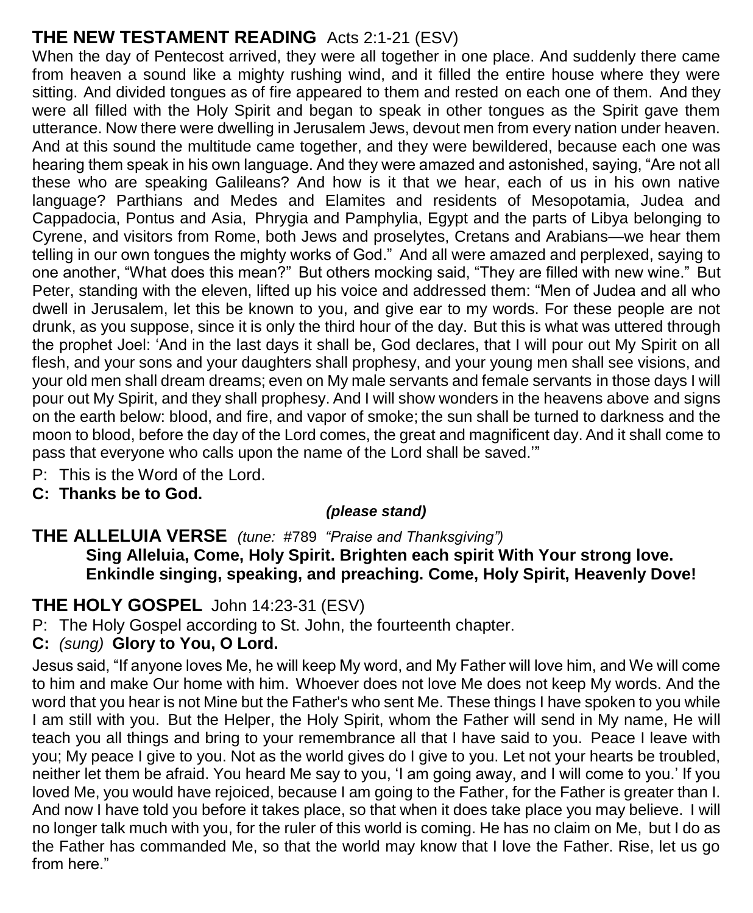## THE NEW TESTAMENT READING Acts 2:1-21 (ESV)

When the day of Pentecost arrived, they were all together in one place. And suddenly there came from heaven a sound like a mighty rushing wind, and it filled the entire house where they were sitting. And divided tongues as of fire appeared to them and rested on each one of them. And they were all filled with the Holy Spirit and began to speak in other tongues as the Spirit gave them utterance. Now there were dwelling in Jerusalem Jews, devout men from every nation under heaven. And at this sound the multitude came together, and they were bewildered, because each one was hearing them speak in his own language. And they were amazed and astonished, saying, "Are not all these who are speaking Galileans? And how is it that we hear, each of us in his own native language? Parthians and Medes and Elamites and residents of Mesopotamia, Judea and Cappadocia, Pontus and Asia, Phrygia and Pamphylia, Egypt and the parts of Libya belonging to Cyrene, and visitors from Rome, both Jews and proselytes, Cretans and Arabians—we hear them telling in our own tongues the mighty works of God." And all were amazed and perplexed, saying to one another, "What does this mean?" But others mocking said, "They are filled with new wine." But Peter, standing with the eleven, lifted up his voice and addressed them: "Men of Judea and all who dwell in Jerusalem, let this be known to you, and give ear to my words. For these people are not drunk, as you suppose, since it is only the third hour of the day. But this is what was uttered through the prophet Joel: 'And in the last days it shall be, God declares, that I will pour out My Spirit on all flesh, and your sons and your daughters shall prophesy, and your young men shall see visions, and your old men shall dream dreams; even on My male servants and female servants in those days I will pour out My Spirit, and they shall prophesy. And I will show wonders in the heavens above and signs on the earth below: blood, and fire, and vapor of smoke; the sun shall be turned to darkness and the moon to blood, before the day of the Lord comes, the great and magnificent day. And it shall come to pass that everyone who calls upon the name of the Lord shall be saved.'"

P: This is the Word of the Lord.
**C: Thanks be to God.**

***(please stand)***

## THE ALLELUIA VERSE *(tune: #789 "Praise and Thanksgiving")*

**Sing Alleluia, Come, Holy Spirit. Brighten each spirit With Your strong love. Enkindle singing, speaking, and preaching. Come, Holy Spirit, Heavenly Dove!**

## THE HOLY GOSPEL John 14:23-31 (ESV)

P: The Holy Gospel according to St. John, the fourteenth chapter.
**C:** *(sung)* **Glory to You, O Lord.**

Jesus said, "If anyone loves Me, he will keep My word, and My Father will love him, and We will come to him and make Our home with him. Whoever does not love Me does not keep My words. And the word that you hear is not Mine but the Father's who sent Me. These things I have spoken to you while I am still with you. But the Helper, the Holy Spirit, whom the Father will send in My name, He will teach you all things and bring to your remembrance all that I have said to you. Peace I leave with you; My peace I give to you. Not as the world gives do I give to you. Let not your hearts be troubled, neither let them be afraid. You heard Me say to you, 'I am going away, and I will come to you.' If you loved Me, you would have rejoiced, because I am going to the Father, for the Father is greater than I. And now I have told you before it takes place, so that when it does take place you may believe. I will no longer talk much with you, for the ruler of this world is coming. He has no claim on Me, but I do as the Father has commanded Me, so that the world may know that I love the Father. Rise, let us go from here."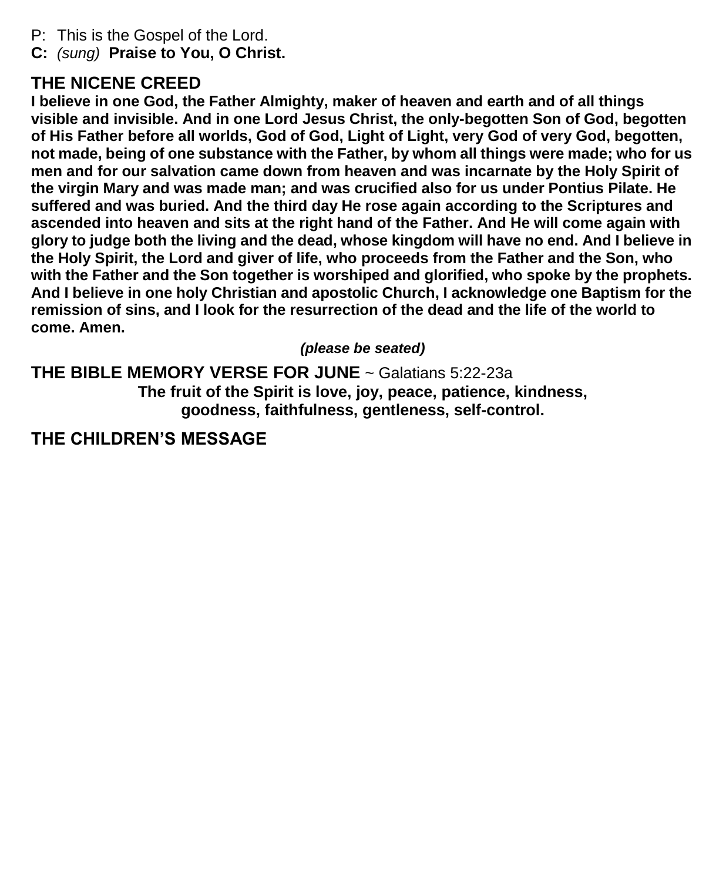P: This is the Gospel of the Lord.
**C:** *(sung)* **Praise to You, O Christ.**

## THE NICENE CREED

**I believe in one God, the Father Almighty, maker of heaven and earth and of all things visible and invisible. And in one Lord Jesus Christ, the only-begotten Son of God, begotten of His Father before all worlds, God of God, Light of Light, very God of very God, begotten, not made, being of one substance with the Father, by whom all things were made; who for us men and for our salvation came down from heaven and was incarnate by the Holy Spirit of the virgin Mary and was made man; and was crucified also for us under Pontius Pilate. He suffered and was buried. And the third day He rose again according to the Scriptures and ascended into heaven and sits at the right hand of the Father. And He will come again with glory to judge both the living and the dead, whose kingdom will have no end. And I believe in the Holy Spirit, the Lord and giver of life, who proceeds from the Father and the Son, who with the Father and the Son together is worshiped and glorified, who spoke by the prophets. And I believe in one holy Christian and apostolic Church, I acknowledge one Baptism for the remission of sins, and I look for the resurrection of the dead and the life of the world to come. Amen.**

***(please be seated)***

## THE BIBLE MEMORY VERSE FOR JUNE ~ Galatians 5:22-23a

**The fruit of the Spirit is love, joy, peace, patience, kindness, goodness, faithfulness, gentleness, self-control.**

## THE CHILDREN'S MESSAGE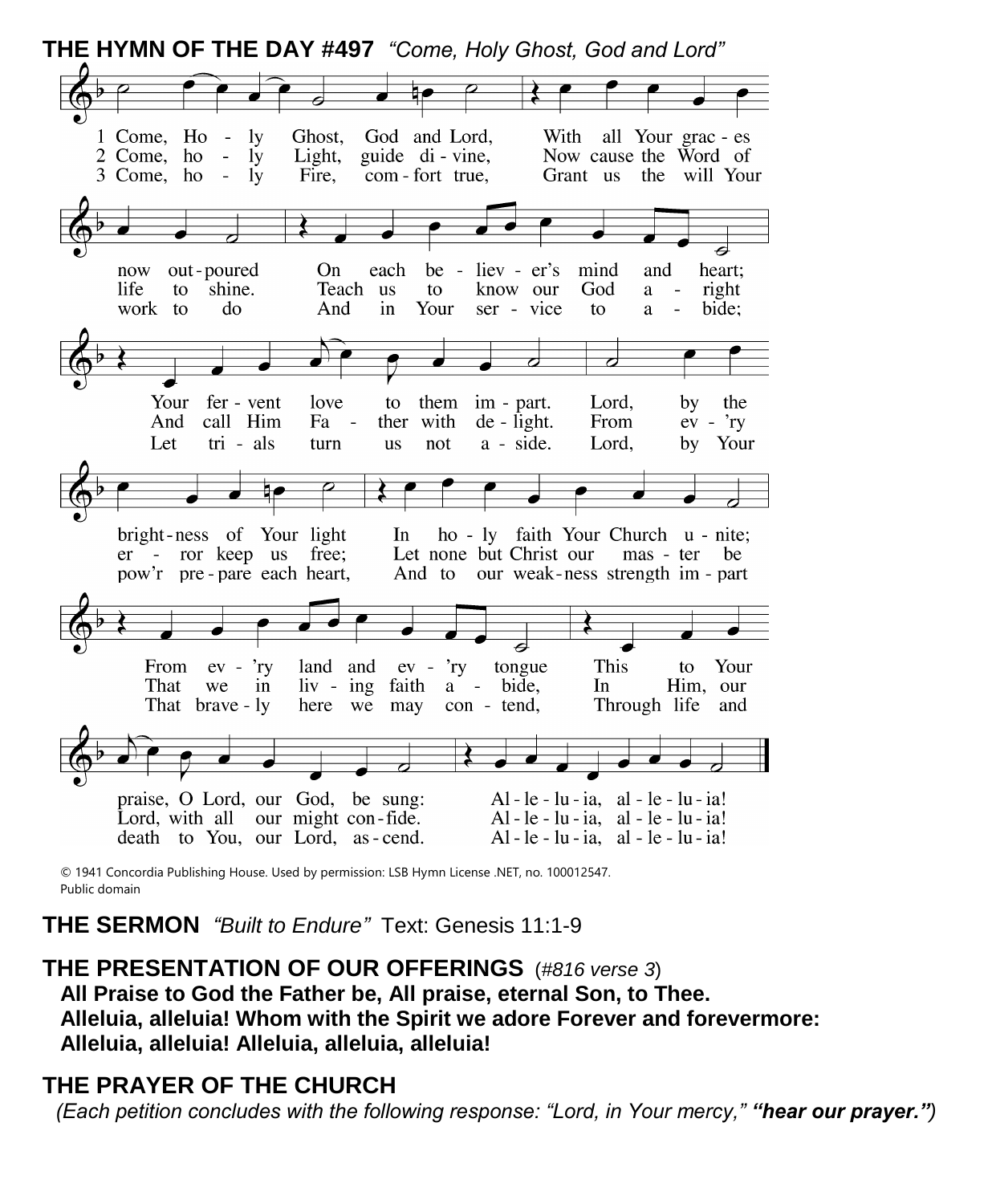**THE HYMN OF THE DAY #497** *"Come, Holy Ghost, God and Lord"*

1 Come, Holy Ghost, God and Lord,
With all Your graces now outpoured
On each believer's mind and heart;
Your fervent love to them impart.
Lord, by the brightness of Your light
In holy faith Your Church unite;
From ev'ry land and ev'ry tongue
This to Your praise, O Lord, our God, be sung:
Alleluia, alleluia!

2 Come, holy Light, guide divine,
Now cause the Word of life to shine.
Teach us to know our God aright
And call Him Father with delight.
From ev'ry error keep us free;
Let none but Christ our master be
That we in living faith abide,
In Him, our Lord, with all our might confide.
Alleluia, alleluia!

3 Come, holy Fire, comfort true,
Grant us the will Your work to do
And in Your service to abide;
Let trials turn us not aside.
Lord, by Your pow'r prepare each heart,
And to our weakness strength impart
That bravely here we may contend,
Through life and death to You, our Lord, ascend.
Alleluia, alleluia!

© 1941 Concordia Publishing House. Used by permission: LSB Hymn License .NET, no. 100012547.
Public domain

**THE SERMON** *"Built to Endure"* Text: Genesis 11:1-9

**THE PRESENTATION OF OUR OFFERINGS** (*#816 verse 3*)

**All Praise to God the Father be, All praise, eternal Son, to Thee.**
**Alleluia, alleluia! Whom with the Spirit we adore Forever and forevermore:**
**Alleluia, alleluia! Alleluia, alleluia, alleluia!**

**THE PRAYER OF THE CHURCH**

*(Each petition concludes with the following response: "Lord, in Your mercy," **"hear our prayer."**)*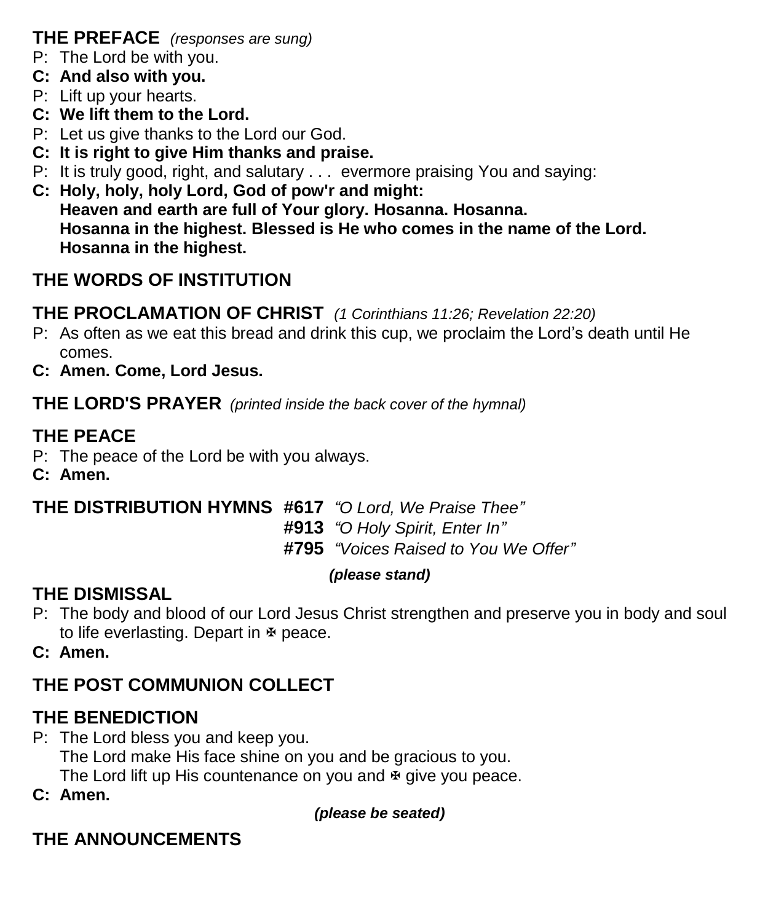**THE PREFACE** *(responses are sung)*

P: The Lord be with you.

**C: And also with you.**

P: Lift up your hearts.

**C: We lift them to the Lord.**

P: Let us give thanks to the Lord our God.

**C: It is right to give Him thanks and praise.**

P: It is truly good, right, and salutary . . . evermore praising You and saying:

**C: Holy, holy, holy Lord, God of pow'r and might:**
**Heaven and earth are full of Your glory. Hosanna. Hosanna.**
**Hosanna in the highest. Blessed is He who comes in the name of the Lord.**
**Hosanna in the highest.**

**THE WORDS OF INSTITUTION**

**THE PROCLAMATION OF CHRIST** *(1 Corinthians 11:26; Revelation 22:20)*

P: As often as we eat this bread and drink this cup, we proclaim the Lord's death until He comes.

**C: Amen. Come, Lord Jesus.**

**THE LORD'S PRAYER** *(printed inside the back cover of the hymnal)*

**THE PEACE**

P: The peace of the Lord be with you always.

**C: Amen.**

**THE DISTRIBUTION HYMNS** **#617** *"O Lord, We Praise Thee"*
**#913** *"O Holy Spirit, Enter In"*
**#795** *"Voices Raised to You We Offer"*

***(please stand)***

**THE DISMISSAL**

P: The body and blood of our Lord Jesus Christ strengthen and preserve you in body and soul to life everlasting. Depart in ✠ peace.

**C: Amen.**

**THE POST COMMUNION COLLECT**

**THE BENEDICTION**

P: The Lord bless you and keep you.
The Lord make His face shine on you and be gracious to you.
The Lord lift up His countenance on you and ✠ give you peace.

**C: Amen.**

***(please be seated)***

**THE ANNOUNCEMENTS**